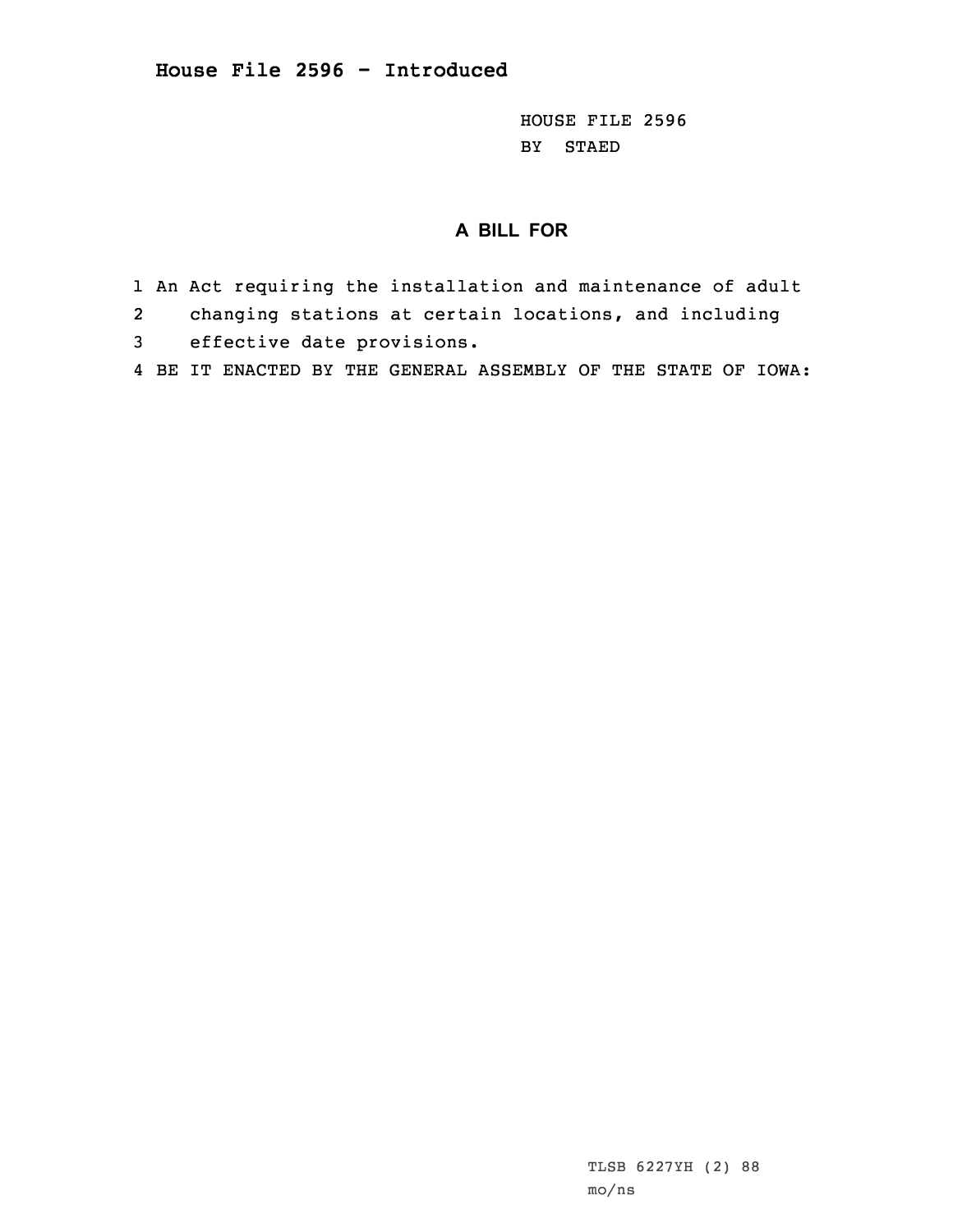# House File 2596 - Introduced

HOUSE FILE 2596
BY STAED

## A BILL FOR

1 An Act requiring the installation and maintenance of adult
2 changing stations at certain locations, and including
3 effective date provisions.
4 BE IT ENACTED BY THE GENERAL ASSEMBLY OF THE STATE OF IOWA:

TLSB 6227YH (2) 88
mo/ns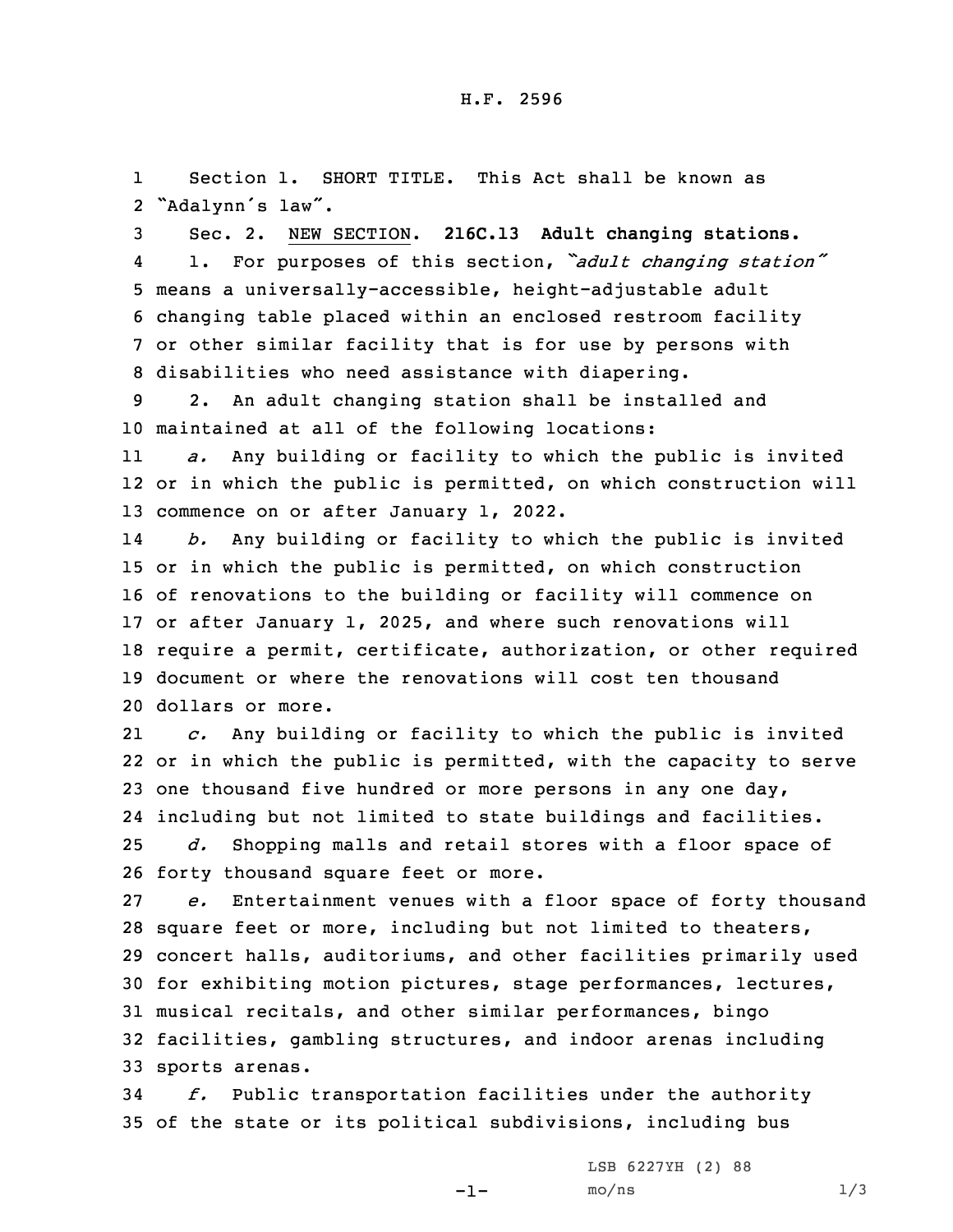H.F. 2596

Section 1. SHORT TITLE. This Act shall be known as "Adalynn's law".

Sec. 2. NEW SECTION. **216C.13 Adult changing stations.**

1. For purposes of this section, *"adult changing station"* means a universally-accessible, height-adjustable adult changing table placed within an enclosed restroom facility or other similar facility that is for use by persons with disabilities who need assistance with diapering.

2. An adult changing station shall be installed and maintained at all of the following locations:

*a.* Any building or facility to which the public is invited or in which the public is permitted, on which construction will commence on or after January 1, 2022.

*b.* Any building or facility to which the public is invited or in which the public is permitted, on which construction of renovations to the building or facility will commence on or after January 1, 2025, and where such renovations will require a permit, certificate, authorization, or other required document or where the renovations will cost ten thousand dollars or more.

*c.* Any building or facility to which the public is invited or in which the public is permitted, with the capacity to serve one thousand five hundred or more persons in any one day, including but not limited to state buildings and facilities.

*d.* Shopping malls and retail stores with a floor space of forty thousand square feet or more.

*e.* Entertainment venues with a floor space of forty thousand square feet or more, including but not limited to theaters, concert halls, auditoriums, and other facilities primarily used for exhibiting motion pictures, stage performances, lectures, musical recitals, and other similar performances, bingo facilities, gambling structures, and indoor arenas including sports arenas.

*f.* Public transportation facilities under the authority of the state or its political subdivisions, including bus

LSB 6227YH (2) 88
mo/ns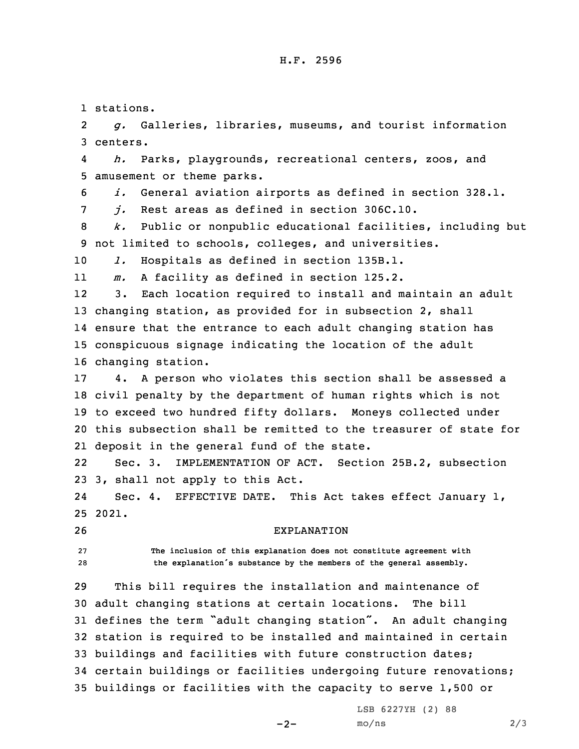stations.

*g.* Galleries, libraries, museums, and tourist information centers.

*h.* Parks, playgrounds, recreational centers, zoos, and amusement or theme parks.

*i.* General aviation airports as defined in section 328.1.

*j.* Rest areas as defined in section 306C.10.

*k.* Public or nonpublic educational facilities, including but not limited to schools, colleges, and universities.

*l.* Hospitals as defined in section 135B.1.

*m.* A facility as defined in section 125.2.

3. Each location required to install and maintain an adult changing station, as provided for in subsection 2, shall ensure that the entrance to each adult changing station has conspicuous signage indicating the location of the adult changing station.

4. A person who violates this section shall be assessed a civil penalty by the department of human rights which is not to exceed two hundred fifty dollars. Moneys collected under this subsection shall be remitted to the treasurer of state for deposit in the general fund of the state.

Sec. 3. IMPLEMENTATION OF ACT. Section 25B.2, subsection 3, shall not apply to this Act.

Sec. 4. EFFECTIVE DATE. This Act takes effect January 1, 2021.

EXPLANATION

The inclusion of this explanation does not constitute agreement with the explanation's substance by the members of the general assembly.

This bill requires the installation and maintenance of adult changing stations at certain locations. The bill defines the term "adult changing station". An adult changing station is required to be installed and maintained in certain buildings and facilities with future construction dates; certain buildings or facilities undergoing future renovations; buildings or facilities with the capacity to serve 1,500 or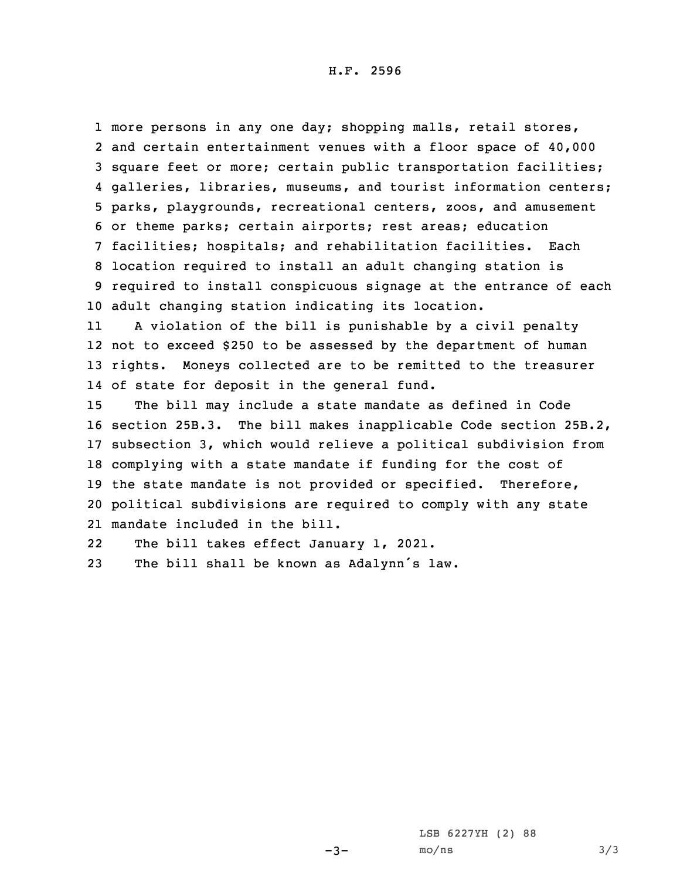more persons in any one day; shopping malls, retail stores, and certain entertainment venues with a floor space of 40,000 square feet or more; certain public transportation facilities; galleries, libraries, museums, and tourist information centers; parks, playgrounds, recreational centers, zoos, and amusement or theme parks; certain airports; rest areas; education facilities; hospitals; and rehabilitation facilities. Each location required to install an adult changing station is required to install conspicuous signage at the entrance of each adult changing station indicating its location.

A violation of the bill is punishable by a civil penalty not to exceed $250 to be assessed by the department of human rights. Moneys collected are to be remitted to the treasurer of state for deposit in the general fund.

The bill may include a state mandate as defined in Code section 25B.3. The bill makes inapplicable Code section 25B.2, subsection 3, which would relieve a political subdivision from complying with a state mandate if funding for the cost of the state mandate is not provided or specified. Therefore, political subdivisions are required to comply with any state mandate included in the bill.

The bill takes effect January 1, 2021.

The bill shall be known as Adalynn's law.